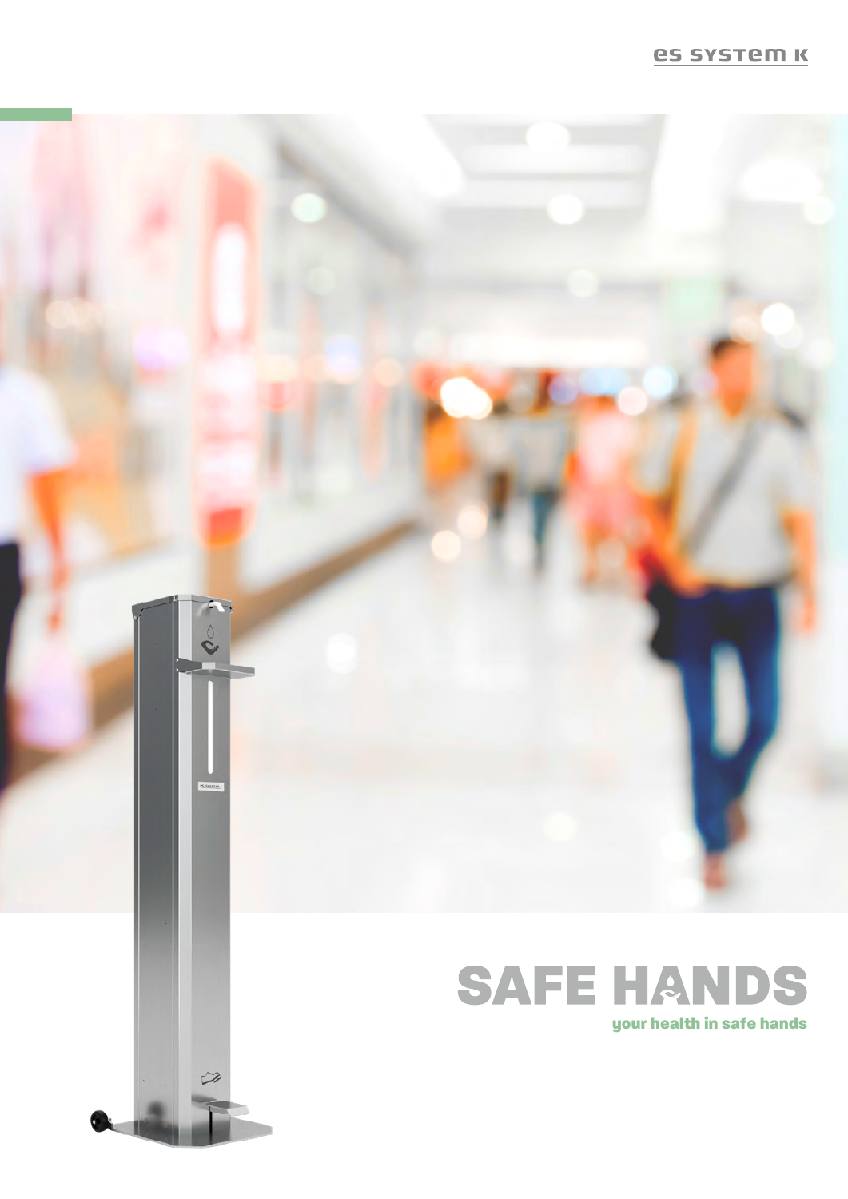es system k

# SAFE HANDS

**your health in safe hands**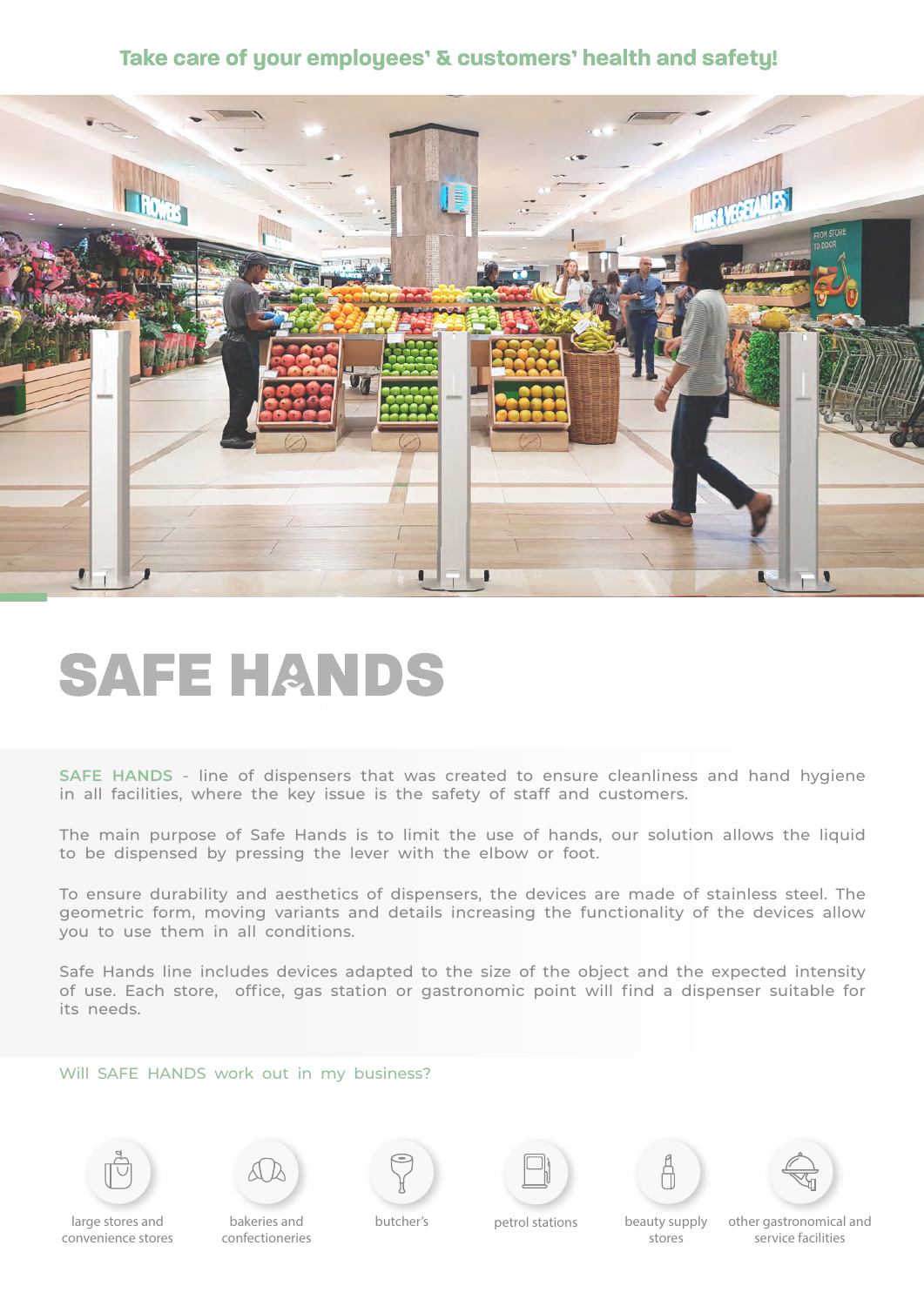Take care of your employees' & customers' health and safety!

# SAFE HANDS

SAFE HANDS - line of dispensers that was created to ensure cleanliness and hand hygiene in all facilities, where the key issue is the safety of staff and customers.

The main purpose of Safe Hands is to limit the use of hands, our solution allows the liquid to be dispensed by pressing the lever with the elbow or foot.

To ensure durability and aesthetics of dispensers, the devices are made of stainless steel. The geometric form, moving variants and details increasing the functionality of the devices allow you to use them in all conditions.

Safe Hands line includes devices adapted to the size of the object and the expected intensity of use. Each store, office, gas station or gastronomic point will find a dispenser suitable for its needs.

Will SAFE HANDS work out in my business?

- large stores and convenience stores
- bakeries and confectioneries
- butcher's
- petrol stations
- beauty supply stores
- other gastronomical and service facilities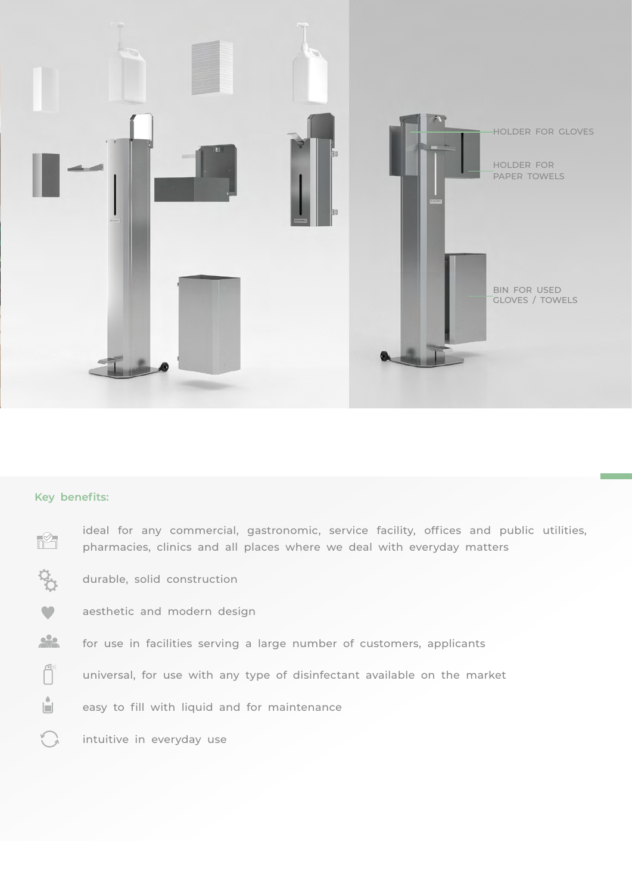HOLDER FOR GLOVES

HOLDER FOR PAPER TOWELS

BIN FOR USED GLOVES / TOWELS

**Key benefits:**

- ideal for any commercial, gastronomic, service facility, offices and public utilities, pharmacies, clinics and all places where we deal with everyday matters
- durable, solid construction
- aesthetic and modern design
- for use in facilities serving a large number of customers, applicants
- universal, for use with any type of disinfectant available on the market
- easy to fill with liquid and for maintenance
- intuitive in everyday use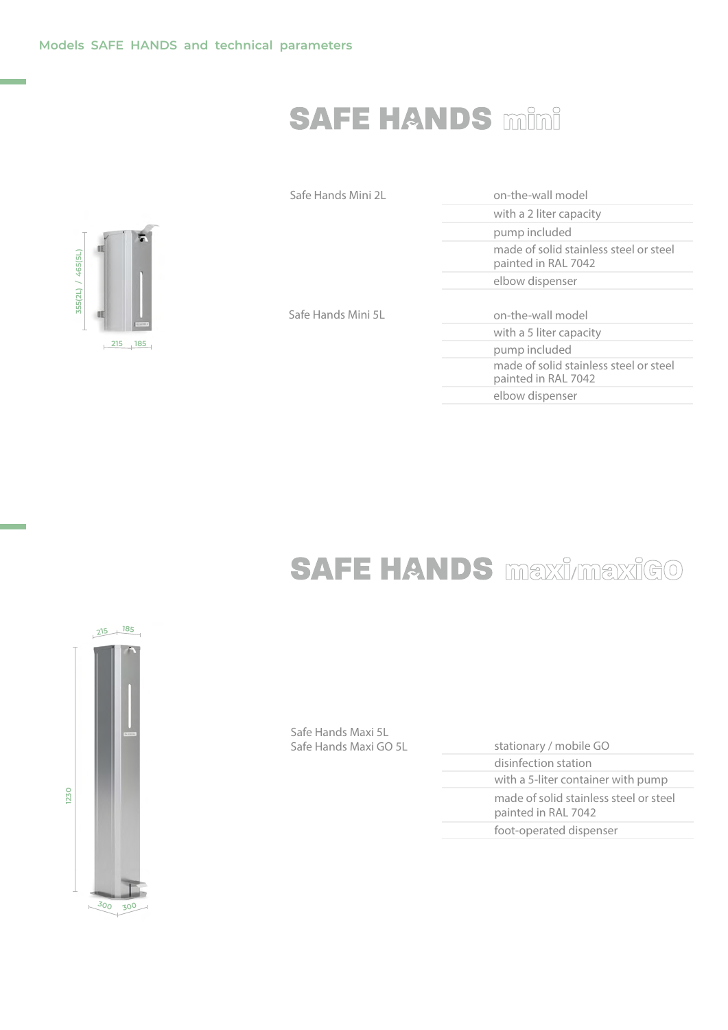Models SAFE HANDS and technical parameters

# SAFE HANDS mini

Safe Hands Mini 2L

- on-the-wall model
- with a 2 liter capacity
- pump included
- made of solid stainless steel or steel painted in RAL 7042
- elbow dispenser

Safe Hands Mini 5L

- on-the-wall model
- with a 5 liter capacity
- pump included
- made of solid stainless steel or steel painted in RAL 7042
- elbow dispenser

355(2L) / 465(5L)

215 185

# SAFE HANDS maxi/maxiGO

Safe Hands Maxi 5L
Safe Hands Maxi GO 5L

- stationary / mobile GO
- disinfection station
- with a 5-liter container with pump
- made of solid stainless steel or steel painted in RAL 7042
- foot-operated dispenser

215 185

1230

300 300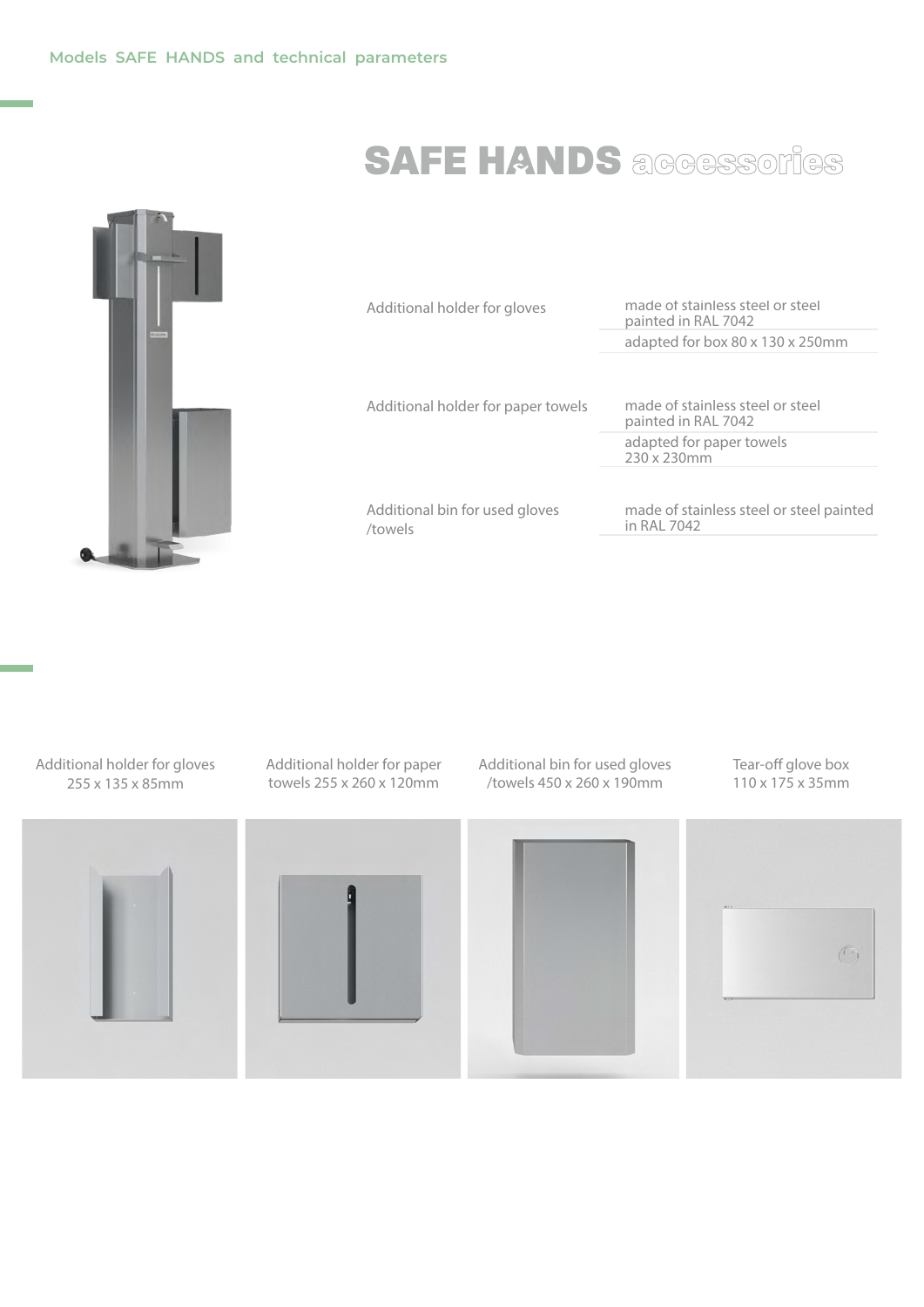Models SAFE HANDS and technical parameters

# SAFE HANDS accessories

| | |
|---|---|
| Additional holder for gloves | made of stainless steel or steel painted in RAL 7042 |
| | adapted for box 80 x 130 x 250mm |
| Additional holder for paper towels | made of stainless steel or steel painted in RAL 7042 |
| | adapted for paper towels 230 x 230mm |
| Additional bin for used gloves /towels | made of stainless steel or steel painted in RAL 7042 |

Additional holder for gloves 255 x 135 x 85mm

Additional holder for paper towels 255 x 260 x 120mm

Additional bin for used gloves /towels 450 x 260 x 190mm

Tear-off glove box 110 x 175 x 35mm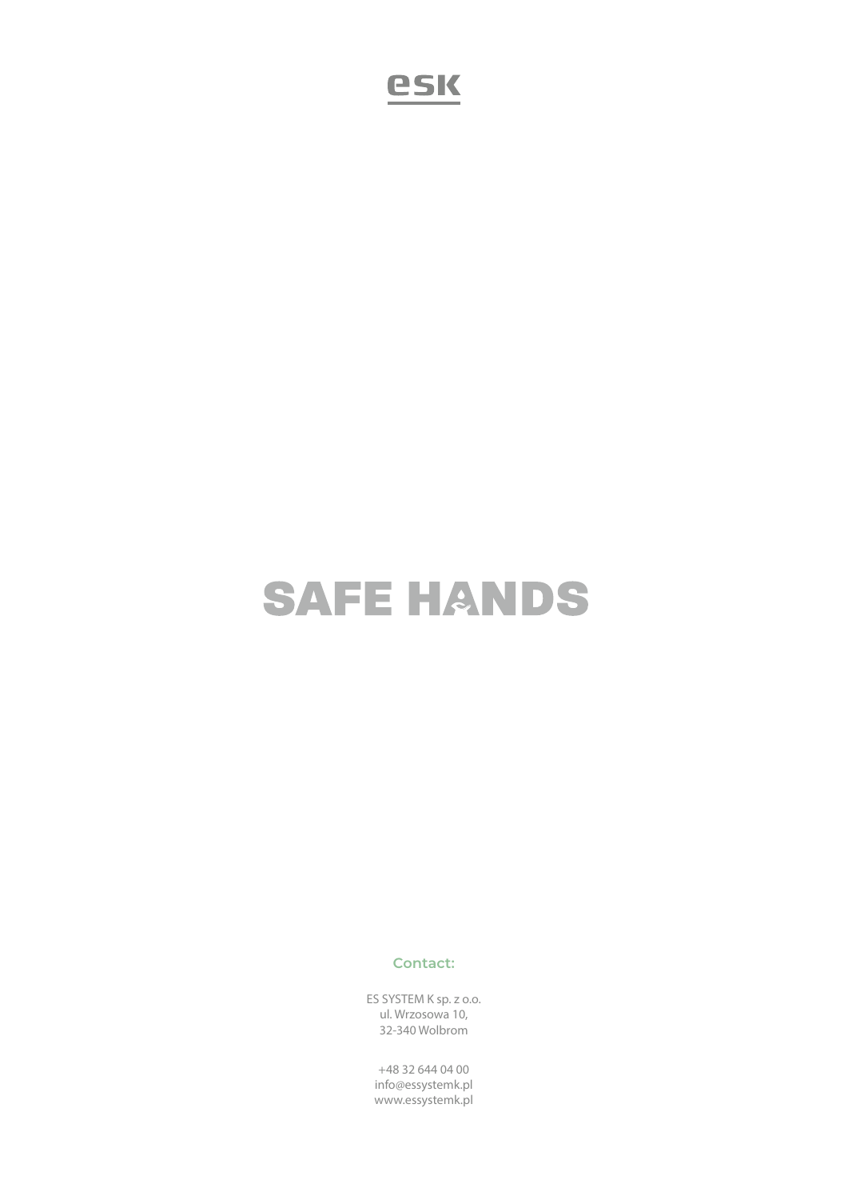esk

# SAFE HANDS

**Contact:**

ES SYSTEM K sp. z o.o.
ul. Wrzosowa 10,
32-340 Wolbrom

+48 32 644 04 00
info@essystemk.pl
www.essystemk.pl